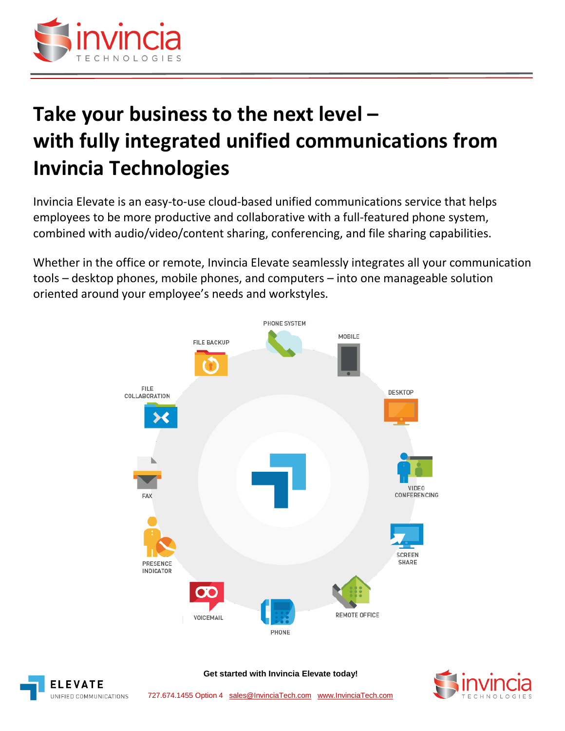# Take your business to the next level – with fully integrated unified communications from Invincia Technologies

Invincia Elevate is an easy-to-use cloud-based unified communications service that helps employees to be more productive and collaborative with a full-featured phone system, combined with audio/video/content sharing, conferencing, and file sharing capabilities.

Whether in the office or remote, Invincia Elevate seamlessly integrates all your communication tools – desktop phones, mobile phones, and computers – into one manageable solution oriented around your employee's needs and workstyles.

PHONE SYSTEM

MOBILE

DESKTOP

VIDEO CONFERENCING

SCREEN SHARE

REMOTE OFFICE

PHONE

VOICEMAIL

PRESENCE INDICATOR

FAX

FILE COLLABORATION

FILE BACKUP

**Get started with Invincia Elevate today!**

727.674.1455 Option 4 sales@InvinciaTech.com www.InvinciaTech.com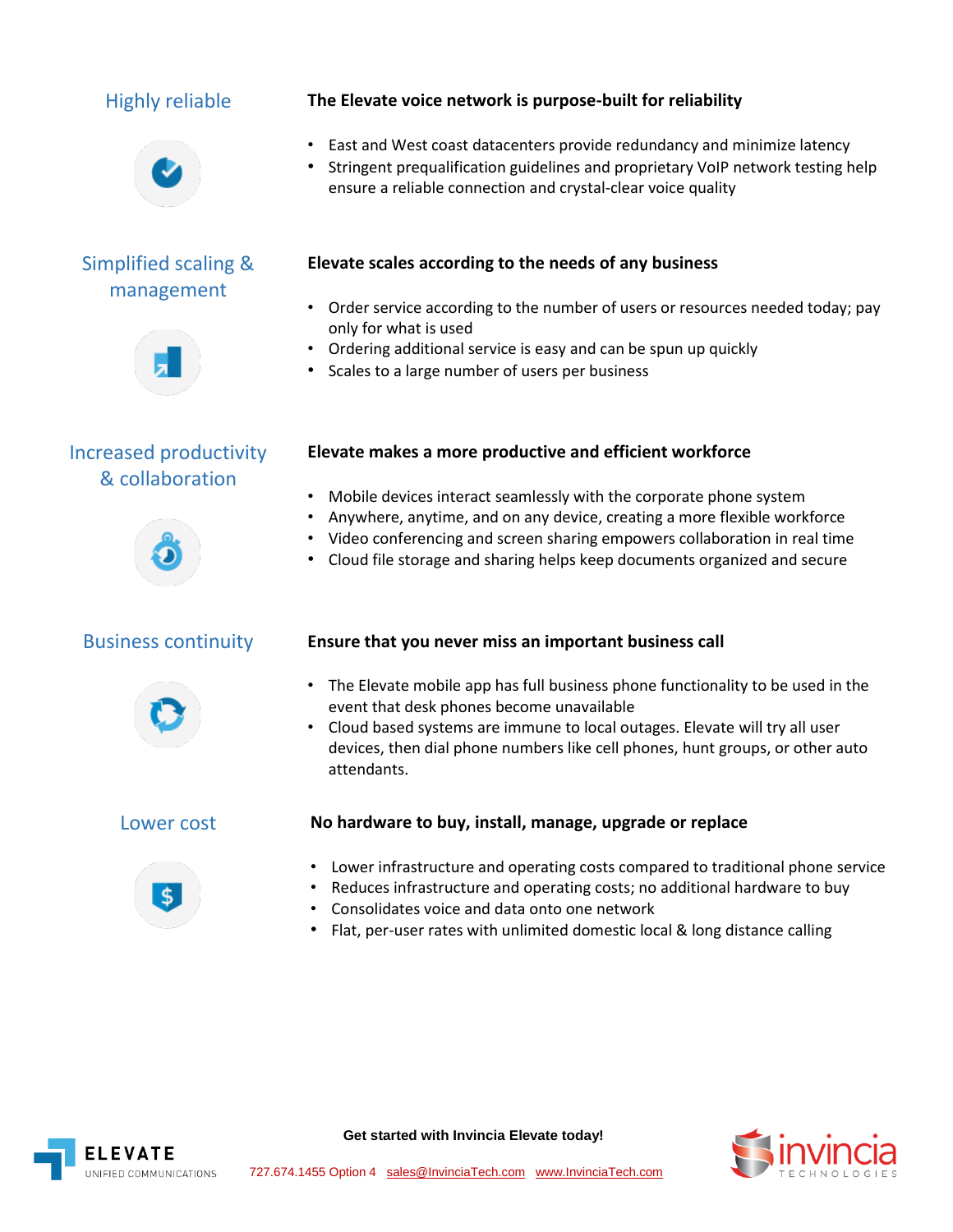## Highly reliable

**The Elevate voice network is purpose-built for reliability**

- East and West coast datacenters provide redundancy and minimize latency
- Stringent prequalification guidelines and proprietary VoIP network testing help ensure a reliable connection and crystal-clear voice quality

## Simplified scaling & management

**Elevate scales according to the needs of any business**

- Order service according to the number of users or resources needed today; pay only for what is used
- Ordering additional service is easy and can be spun up quickly
- Scales to a large number of users per business

## Increased productivity & collaboration

**Elevate makes a more productive and efficient workforce**

- Mobile devices interact seamlessly with the corporate phone system
- Anywhere, anytime, and on any device, creating a more flexible workforce
- Video conferencing and screen sharing empowers collaboration in real time
- Cloud file storage and sharing helps keep documents organized and secure

## Business continuity

**Ensure that you never miss an important business call**

- The Elevate mobile app has full business phone functionality to be used in the event that desk phones become unavailable
- Cloud based systems are immune to local outages. Elevate will try all user devices, then dial phone numbers like cell phones, hunt groups, or other auto attendants.

## Lower cost

**No hardware to buy, install, manage, upgrade or replace**

- Lower infrastructure and operating costs compared to traditional phone service
- Reduces infrastructure and operating costs; no additional hardware to buy
- Consolidates voice and data onto one network
- Flat, per-user rates with unlimited domestic local & long distance calling

ELEVATE UNIFIED COMMUNICATIONS

**Get started with Invincia Elevate today!**

727.674.1455 Option 4 sales@InvinciaTech.com www.InvinciaTech.com

invincia TECHNOLOGIES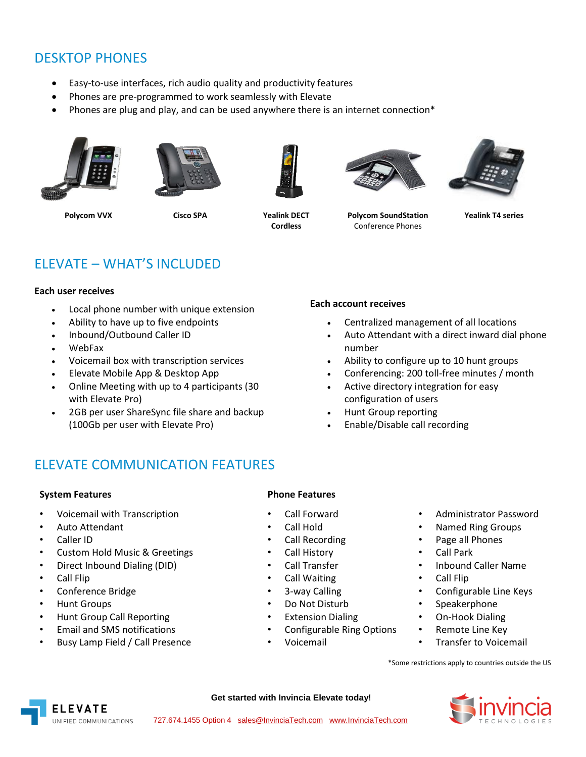## DESKTOP PHONES

- Easy-to-use interfaces, rich audio quality and productivity features
- Phones are pre-programmed to work seamlessly with Elevate
- Phones are plug and play, and can be used anywhere there is an internet connection*

**Polycom VVX**

**Cisco SPA**

**Yealink DECT Cordless**

**Polycom SoundStation** Conference Phones

**Yealink T4 series**

## ELEVATE – WHAT'S INCLUDED

**Each user receives**

- Local phone number with unique extension
- Ability to have up to five endpoints
- Inbound/Outbound Caller ID
- WebFax
- Voicemail box with transcription services
- Elevate Mobile App & Desktop App
- Online Meeting with up to 4 participants (30 with Elevate Pro)
- 2GB per user ShareSync file share and backup (100Gb per user with Elevate Pro)

**Each account receives**

- Centralized management of all locations
- Auto Attendant with a direct inward dial phone number
- Ability to configure up to 10 hunt groups
- Conferencing: 200 toll-free minutes / month
- Active directory integration for easy configuration of users
- Hunt Group reporting
- Enable/Disable call recording

## ELEVATE COMMUNICATION FEATURES

**System Features**

- Voicemail with Transcription
- Auto Attendant
- Caller ID
- Custom Hold Music & Greetings
- Direct Inbound Dialing (DID)
- Call Flip
- Conference Bridge
- Hunt Groups
- Hunt Group Call Reporting
- Email and SMS notifications
- Busy Lamp Field / Call Presence

**Phone Features**

- Call Forward
- Call Hold
- Call Recording
- Call History
- Call Transfer
- Call Waiting
- 3-way Calling
- Do Not Disturb
- Extension Dialing
- Configurable Ring Options
- Voicemail
- Administrator Password
- Named Ring Groups
- Page all Phones
- Call Park
- Inbound Caller Name
- Call Flip
- Configurable Line Keys
- Speakerphone
- On-Hook Dialing
- Remote Line Key
- Transfer to Voicemail

*Some restrictions apply to countries outside the US

**Get started with Invincia Elevate today!**

ELEVATE UNIFIED COMMUNICATIONS

727.674.1455 Option 4 sales@InvinciaTech.com www.InvinciaTech.com

invincia TECHNOLOGIES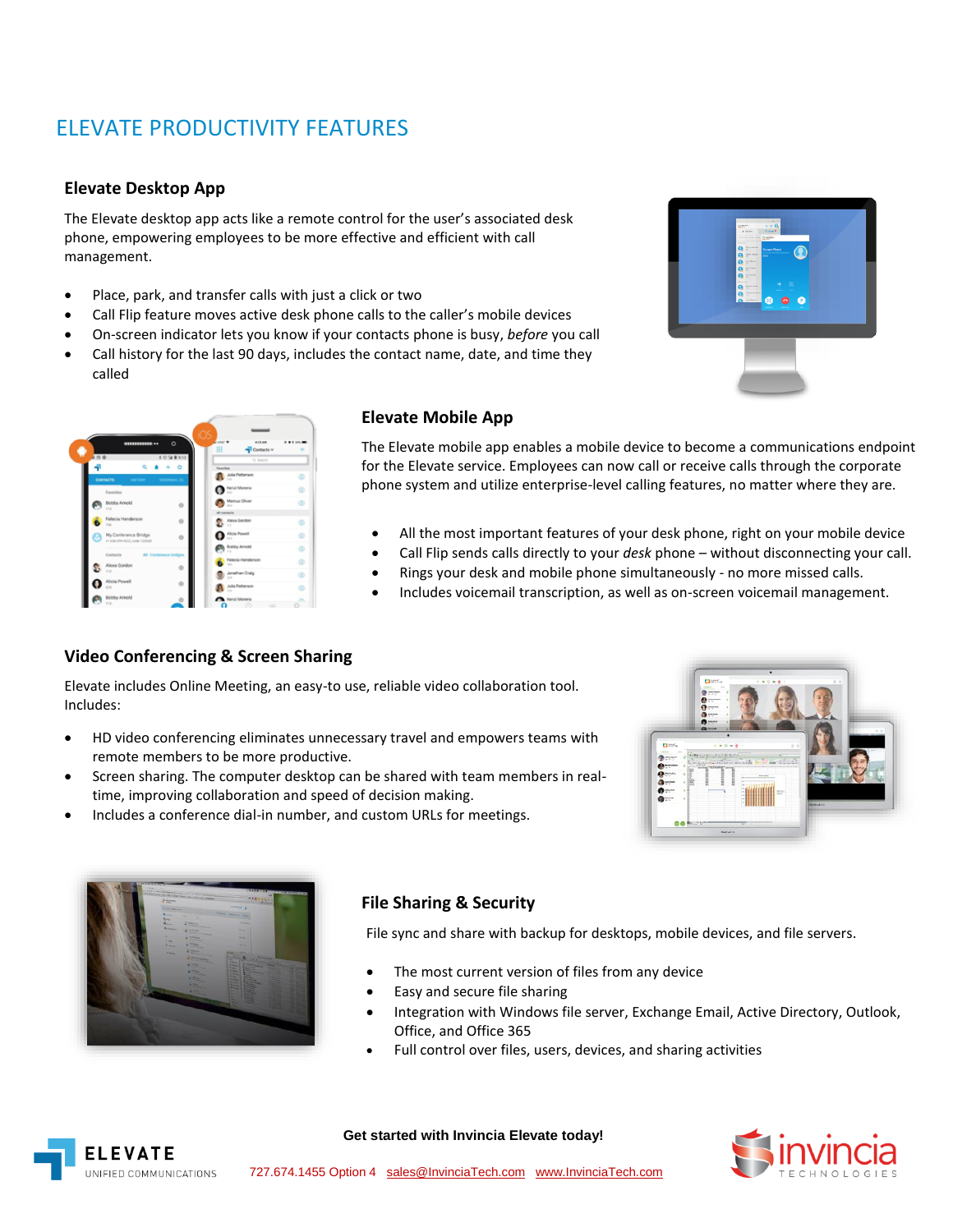# ELEVATE PRODUCTIVITY FEATURES

## Elevate Desktop App

The Elevate desktop app acts like a remote control for the user's associated desk phone, empowering employees to be more effective and efficient with call management.

- Place, park, and transfer calls with just a click or two
- Call Flip feature moves active desk phone calls to the caller's mobile devices
- On-screen indicator lets you know if your contacts phone is busy, *before* you call
- Call history for the last 90 days, includes the contact name, date, and time they called

## Elevate Mobile App

The Elevate mobile app enables a mobile device to become a communications endpoint for the Elevate service. Employees can now call or receive calls through the corporate phone system and utilize enterprise-level calling features, no matter where they are.

- All the most important features of your desk phone, right on your mobile device
- Call Flip sends calls directly to your *desk* phone – without disconnecting your call.
- Rings your desk and mobile phone simultaneously - no more missed calls.
- Includes voicemail transcription, as well as on-screen voicemail management.

## Video Conferencing & Screen Sharing

Elevate includes Online Meeting, an easy-to use, reliable video collaboration tool. Includes:

- HD video conferencing eliminates unnecessary travel and empowers teams with remote members to be more productive.
- Screen sharing. The computer desktop can be shared with team members in real-time, improving collaboration and speed of decision making.
- Includes a conference dial-in number, and custom URLs for meetings.

## File Sharing & Security

File sync and share with backup for desktops, mobile devices, and file servers.

- The most current version of files from any device
- Easy and secure file sharing
- Integration with Windows file server, Exchange Email, Active Directory, Outlook, Office, and Office 365
- Full control over files, users, devices, and sharing activities

**Get started with Invincia Elevate today!**

727.674.1455 Option 4 sales@InvinciaTech.com www.InvinciaTech.com